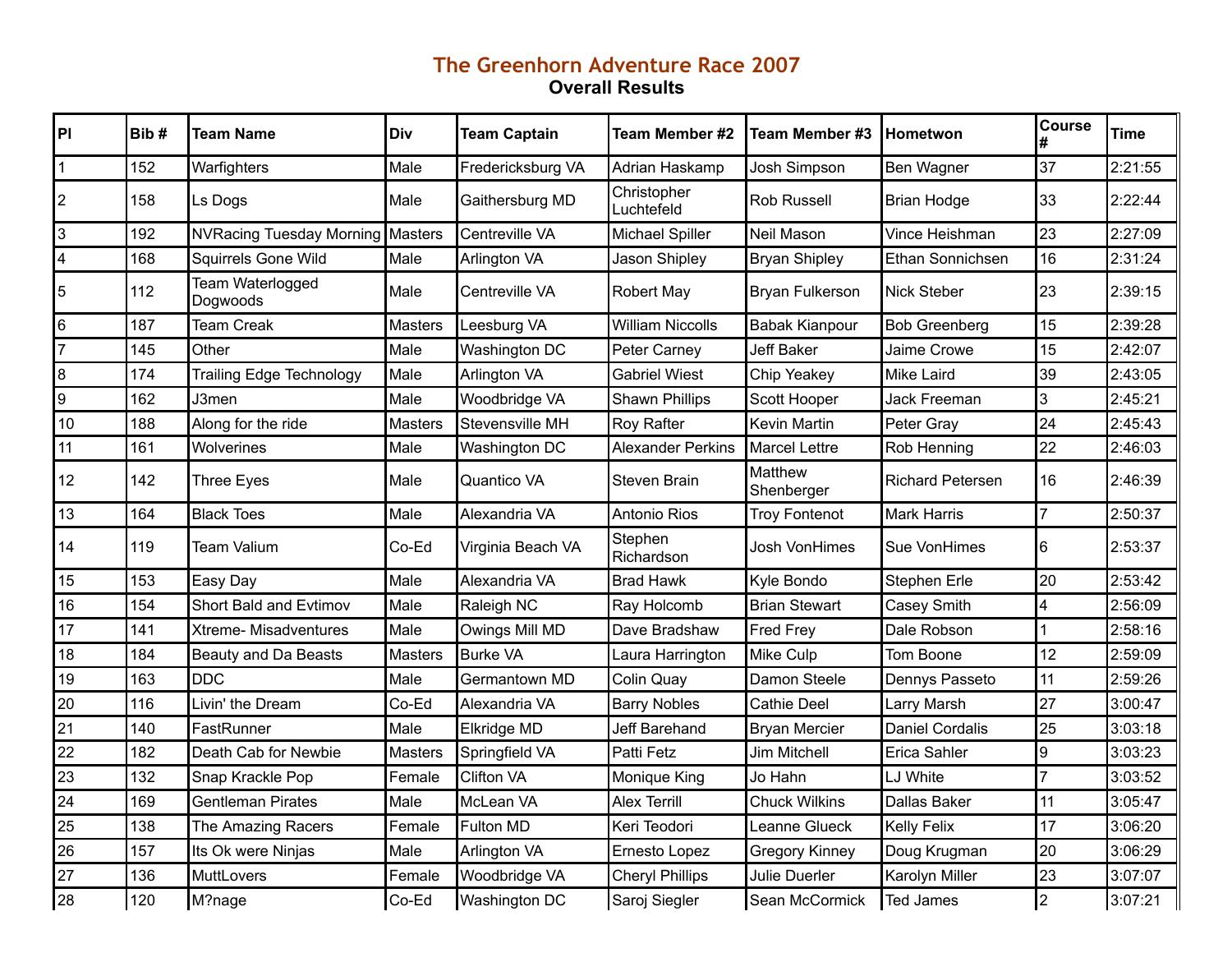# The Greenhorn Adventure Race 2007

## Overall Results

| Pl | Bib # | Team Name | Div | Team Captain | Team Member #2 | Team Member #3 | Hometwon | Course # | Time |
|---|---|---|---|---|---|---|---|---|---|
| 1 | 152 | Warfighters | Male | Fredericksburg VA | Adrian Haskamp | Josh Simpson | Ben Wagner | 37 | 2:21:55 |
| 2 | 158 | Ls Dogs | Male | Gaithersburg MD | Christopher Luchtefeld | Rob Russell | Brian Hodge | 33 | 2:22:44 |
| 3 | 192 | NVRacing Tuesday Morning | Masters | Centreville VA | Michael Spiller | Neil Mason | Vince Heishman | 23 | 2:27:09 |
| 4 | 168 | Squirrels Gone Wild | Male | Arlington VA | Jason Shipley | Bryan Shipley | Ethan Sonnichsen | 16 | 2:31:24 |
| 5 | 112 | Team Waterlogged Dogwoods | Male | Centreville VA | Robert May | Bryan Fulkerson | Nick Steber | 23 | 2:39:15 |
| 6 | 187 | Team Creak | Masters | Leesburg VA | William Niccolls | Babak Kianpour | Bob Greenberg | 15 | 2:39:28 |
| 7 | 145 | Other | Male | Washington DC | Peter Carney | Jeff Baker | Jaime Crowe | 15 | 2:42:07 |
| 8 | 174 | Trailing Edge Technology | Male | Arlington VA | Gabriel Wiest | Chip Yeakey | Mike Laird | 39 | 2:43:05 |
| 9 | 162 | J3men | Male | Woodbridge VA | Shawn Phillips | Scott Hooper | Jack Freeman | 3 | 2:45:21 |
| 10 | 188 | Along for the ride | Masters | Stevensville MH | Roy Rafter | Kevin Martin | Peter Gray | 24 | 2:45:43 |
| 11 | 161 | Wolverines | Male | Washington DC | Alexander Perkins | Marcel Lettre | Rob Henning | 22 | 2:46:03 |
| 12 | 142 | Three Eyes | Male | Quantico VA | Steven Brain | Matthew Shenberger | Richard Petersen | 16 | 2:46:39 |
| 13 | 164 | Black Toes | Male | Alexandria VA | Antonio Rios | Troy Fontenot | Mark Harris | 7 | 2:50:37 |
| 14 | 119 | Team Valium | Co-Ed | Virginia Beach VA | Stephen Richardson | Josh VonHimes | Sue VonHimes | 6 | 2:53:37 |
| 15 | 153 | Easy Day | Male | Alexandria VA | Brad Hawk | Kyle Bondo | Stephen Erle | 20 | 2:53:42 |
| 16 | 154 | Short Bald and Evtimov | Male | Raleigh NC | Ray Holcomb | Brian Stewart | Casey Smith | 4 | 2:56:09 |
| 17 | 141 | Xtreme- Misadventures | Male | Owings Mill MD | Dave Bradshaw | Fred Frey | Dale Robson | 1 | 2:58:16 |
| 18 | 184 | Beauty and Da Beasts | Masters | Burke VA | Laura Harrington | Mike Culp | Tom Boone | 12 | 2:59:09 |
| 19 | 163 | DDC | Male | Germantown MD | Colin Quay | Damon Steele | Dennys Passeto | 11 | 2:59:26 |
| 20 | 116 | Livin' the Dream | Co-Ed | Alexandria VA | Barry Nobles | Cathie Deel | Larry Marsh | 27 | 3:00:47 |
| 21 | 140 | FastRunner | Male | Elkridge MD | Jeff Barehand | Bryan Mercier | Daniel Cordalis | 25 | 3:03:18 |
| 22 | 182 | Death Cab for Newbie | Masters | Springfield VA | Patti Fetz | Jim Mitchell | Erica Sahler | 9 | 3:03:23 |
| 23 | 132 | Snap Krackle Pop | Female | Clifton VA | Monique King | Jo Hahn | LJ White | 7 | 3:03:52 |
| 24 | 169 | Gentleman Pirates | Male | McLean VA | Alex Terrill | Chuck Wilkins | Dallas Baker | 11 | 3:05:47 |
| 25 | 138 | The Amazing Racers | Female | Fulton MD | Keri Teodori | Leanne Glueck | Kelly Felix | 17 | 3:06:20 |
| 26 | 157 | Its Ok were Ninjas | Male | Arlington VA | Ernesto Lopez | Gregory Kinney | Doug Krugman | 20 | 3:06:29 |
| 27 | 136 | MuttLovers | Female | Woodbridge VA | Cheryl Phillips | Julie Duerler | Karolyn Miller | 23 | 3:07:07 |
| 28 | 120 | M?nage | Co-Ed | Washington DC | Saroj Siegler | Sean McCormick | Ted James | 2 | 3:07:21 |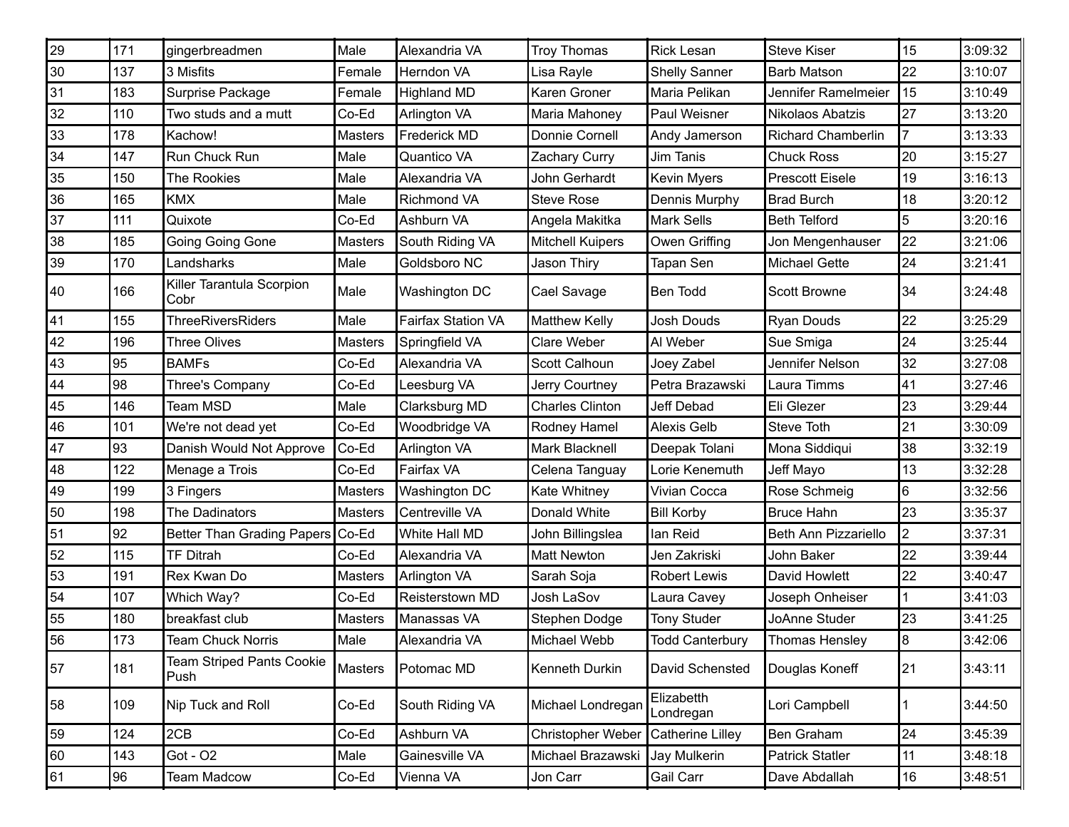| | | | | | | | | | |
|---|---|---|---|---|---|---|---|---|---|
| 29 | 171 | gingerbreadmen | Male | Alexandria VA | Troy Thomas | Rick Lesan | Steve Kiser | 15 | 3:09:32 |
| 30 | 137 | 3 Misfits | Female | Herndon VA | Lisa Rayle | Shelly Sanner | Barb Matson | 22 | 3:10:07 |
| 31 | 183 | Surprise Package | Female | Highland MD | Karen Groner | Maria Pelikan | Jennifer Ramelmeier | 15 | 3:10:49 |
| 32 | 110 | Two studs and a mutt | Co-Ed | Arlington VA | Maria Mahoney | Paul Weisner | Nikolaos Abatzis | 27 | 3:13:20 |
| 33 | 178 | Kachow! | Masters | Frederick MD | Donnie Cornell | Andy Jamerson | Richard Chamberlin | 7 | 3:13:33 |
| 34 | 147 | Run Chuck Run | Male | Quantico VA | Zachary Curry | Jim Tanis | Chuck Ross | 20 | 3:15:27 |
| 35 | 150 | The Rookies | Male | Alexandria VA | John Gerhardt | Kevin Myers | Prescott Eisele | 19 | 3:16:13 |
| 36 | 165 | KMX | Male | Richmond VA | Steve Rose | Dennis Murphy | Brad Burch | 18 | 3:20:12 |
| 37 | 111 | Quixote | Co-Ed | Ashburn VA | Angela Makitka | Mark Sells | Beth Telford | 5 | 3:20:16 |
| 38 | 185 | Going Going Gone | Masters | South Riding VA | Mitchell Kuipers | Owen Griffing | Jon Mengenhauser | 22 | 3:21:06 |
| 39 | 170 | Landsharks | Male | Goldsboro NC | Jason Thiry | Tapan Sen | Michael Gette | 24 | 3:21:41 |
| 40 | 166 | Killer Tarantula Scorpion Cobr | Male | Washington DC | Cael Savage | Ben Todd | Scott Browne | 34 | 3:24:48 |
| 41 | 155 | ThreeRiversRiders | Male | Fairfax Station VA | Matthew Kelly | Josh Douds | Ryan Douds | 22 | 3:25:29 |
| 42 | 196 | Three Olives | Masters | Springfield VA | Clare Weber | Al Weber | Sue Smiga | 24 | 3:25:44 |
| 43 | 95 | BAMFs | Co-Ed | Alexandria VA | Scott Calhoun | Joey Zabel | Jennifer Nelson | 32 | 3:27:08 |
| 44 | 98 | Three's Company | Co-Ed | Leesburg VA | Jerry Courtney | Petra Brazawski | Laura Timms | 41 | 3:27:46 |
| 45 | 146 | Team MSD | Male | Clarksburg MD | Charles Clinton | Jeff Debad | Eli Glezer | 23 | 3:29:44 |
| 46 | 101 | We're not dead yet | Co-Ed | Woodbridge VA | Rodney Hamel | Alexis Gelb | Steve Toth | 21 | 3:30:09 |
| 47 | 93 | Danish Would Not Approve | Co-Ed | Arlington VA | Mark Blacknell | Deepak Tolani | Mona Siddiqui | 38 | 3:32:19 |
| 48 | 122 | Menage a Trois | Co-Ed | Fairfax VA | Celena Tanguay | Lorie Kenemuth | Jeff Mayo | 13 | 3:32:28 |
| 49 | 199 | 3 Fingers | Masters | Washington DC | Kate Whitney | Vivian Cocca | Rose Schmeig | 6 | 3:32:56 |
| 50 | 198 | The Dadinators | Masters | Centreville VA | Donald White | Bill Korby | Bruce Hahn | 23 | 3:35:37 |
| 51 | 92 | Better Than Grading Papers | Co-Ed | White Hall MD | John Billingslea | Ian Reid | Beth Ann Pizzariello | 2 | 3:37:31 |
| 52 | 115 | TF Ditrah | Co-Ed | Alexandria VA | Matt Newton | Jen Zakriski | John Baker | 22 | 3:39:44 |
| 53 | 191 | Rex Kwan Do | Masters | Arlington VA | Sarah Soja | Robert Lewis | David Howlett | 22 | 3:40:47 |
| 54 | 107 | Which Way? | Co-Ed | Reisterstown MD | Josh LaSov | Laura Cavey | Joseph Onheiser | 1 | 3:41:03 |
| 55 | 180 | breakfast club | Masters | Manassas VA | Stephen Dodge | Tony Studer | JoAnne Studer | 23 | 3:41:25 |
| 56 | 173 | Team Chuck Norris | Male | Alexandria VA | Michael Webb | Todd Canterbury | Thomas Hensley | 8 | 3:42:06 |
| 57 | 181 | Team Striped Pants Cookie Push | Masters | Potomac MD | Kenneth Durkin | David Schensted | Douglas Koneff | 21 | 3:43:11 |
| 58 | 109 | Nip Tuck and Roll | Co-Ed | South Riding VA | Michael Londregan | Elizabetth Londregan | Lori Campbell | 1 | 3:44:50 |
| 59 | 124 | 2CB | Co-Ed | Ashburn VA | Christopher Weber | Catherine Lilley | Ben Graham | 24 | 3:45:39 |
| 60 | 143 | Got - O2 | Male | Gainesville VA | Michael Brazawski | Jay Mulkerin | Patrick Statler | 11 | 3:48:18 |
| 61 | 96 | Team Madcow | Co-Ed | Vienna VA | Jon Carr | Gail Carr | Dave Abdallah | 16 | 3:48:51 |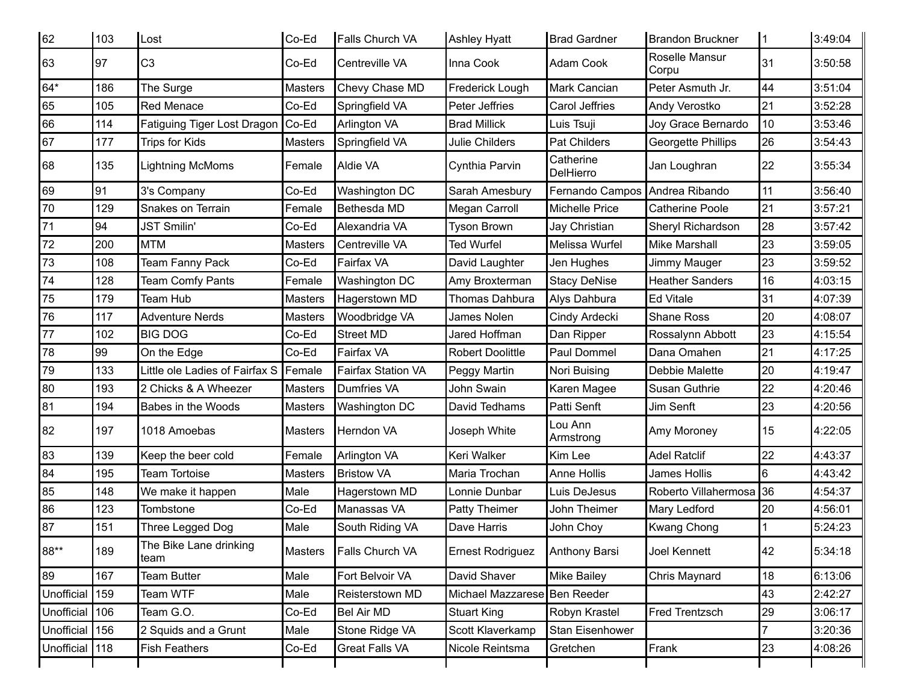| | | | | | | | | | |
|---|---|---|---|---|---|---|---|---|---|
| 62 | 103 | Lost | Co-Ed | Falls Church VA | Ashley Hyatt | Brad Gardner | Brandon Bruckner | 1 | 3:49:04 |
| 63 | 97 | C3 | Co-Ed | Centreville VA | Inna Cook | Adam Cook | Roselle Mansur Corpu | 31 | 3:50:58 |
| 64* | 186 | The Surge | Masters | Chevy Chase MD | Frederick Lough | Mark Cancian | Peter Asmuth Jr. | 44 | 3:51:04 |
| 65 | 105 | Red Menace | Co-Ed | Springfield VA | Peter Jeffries | Carol Jeffries | Andy Verostko | 21 | 3:52:28 |
| 66 | 114 | Fatiguing Tiger Lost Dragon | Co-Ed | Arlington VA | Brad Millick | Luis Tsuji | Joy Grace Bernardo | 10 | 3:53:46 |
| 67 | 177 | Trips for Kids | Masters | Springfield VA | Julie Childers | Pat Childers | Georgette Phillips | 26 | 3:54:43 |
| 68 | 135 | Lightning McMoms | Female | Aldie VA | Cynthia Parvin | Catherine DelHierro | Jan Loughran | 22 | 3:55:34 |
| 69 | 91 | 3's Company | Co-Ed | Washington DC | Sarah Amesbury | Fernando Campos | Andrea Ribando | 11 | 3:56:40 |
| 70 | 129 | Snakes on Terrain | Female | Bethesda MD | Megan Carroll | Michelle Price | Catherine Poole | 21 | 3:57:21 |
| 71 | 94 | JST Smilin' | Co-Ed | Alexandria VA | Tyson Brown | Jay Christian | Sheryl Richardson | 28 | 3:57:42 |
| 72 | 200 | MTM | Masters | Centreville VA | Ted Wurfel | Melissa Wurfel | Mike Marshall | 23 | 3:59:05 |
| 73 | 108 | Team Fanny Pack | Co-Ed | Fairfax VA | David Laughter | Jen Hughes | Jimmy Mauger | 23 | 3:59:52 |
| 74 | 128 | Team Comfy Pants | Female | Washington DC | Amy Broxterman | Stacy DeNise | Heather Sanders | 16 | 4:03:15 |
| 75 | 179 | Team Hub | Masters | Hagerstown MD | Thomas Dahbura | Alys Dahbura | Ed Vitale | 31 | 4:07:39 |
| 76 | 117 | Adventure Nerds | Masters | Woodbridge VA | James Nolen | Cindy Ardecki | Shane Ross | 20 | 4:08:07 |
| 77 | 102 | BIG DOG | Co-Ed | Street MD | Jared Hoffman | Dan Ripper | Rossalynn Abbott | 23 | 4:15:54 |
| 78 | 99 | On the Edge | Co-Ed | Fairfax VA | Robert Doolittle | Paul Dommel | Dana Omahen | 21 | 4:17:25 |
| 79 | 133 | Little ole Ladies of Fairfax S | Female | Fairfax Station VA | Peggy Martin | Nori Buising | Debbie Malette | 20 | 4:19:47 |
| 80 | 193 | 2 Chicks & A Wheezer | Masters | Dumfries VA | John Swain | Karen Magee | Susan Guthrie | 22 | 4:20:46 |
| 81 | 194 | Babes in the Woods | Masters | Washington DC | David Tedhams | Patti Senft | Jim Senft | 23 | 4:20:56 |
| 82 | 197 | 1018 Amoebas | Masters | Herndon VA | Joseph White | Lou Ann Armstrong | Amy Moroney | 15 | 4:22:05 |
| 83 | 139 | Keep the beer cold | Female | Arlington VA | Keri Walker | Kim Lee | Adel Ratclif | 22 | 4:43:37 |
| 84 | 195 | Team Tortoise | Masters | Bristow VA | Maria Trochan | Anne Hollis | James Hollis | 6 | 4:43:42 |
| 85 | 148 | We make it happen | Male | Hagerstown MD | Lonnie Dunbar | Luis DeJesus | Roberto Villahermosa | 36 | 4:54:37 |
| 86 | 123 | Tombstone | Co-Ed | Manassas VA | Patty Theimer | John Theimer | Mary Ledford | 20 | 4:56:01 |
| 87 | 151 | Three Legged Dog | Male | South Riding VA | Dave Harris | John Choy | Kwang Chong | 1 | 5:24:23 |
| 88** | 189 | The Bike Lane drinking team | Masters | Falls Church VA | Ernest Rodriguez | Anthony Barsi | Joel Kennett | 42 | 5:34:18 |
| 89 | 167 | Team Butter | Male | Fort Belvoir VA | David Shaver | Mike Bailey | Chris Maynard | 18 | 6:13:06 |
| Unofficial | 159 | Team WTF | Male | Reisterstown MD | Michael Mazzarese | Ben Reeder | | 43 | 2:42:27 |
| Unofficial | 106 | Team G.O. | Co-Ed | Bel Air MD | Stuart King | Robyn Krastel | Fred Trentzsch | 29 | 3:06:17 |
| Unofficial | 156 | 2 Squids and a Grunt | Male | Stone Ridge VA | Scott Klaverkamp | Stan Eisenhower | | 7 | 3:20:36 |
| Unofficial | 118 | Fish Feathers | Co-Ed | Great Falls VA | Nicole Reintsma | Gretchen | Frank | 23 | 4:08:26 |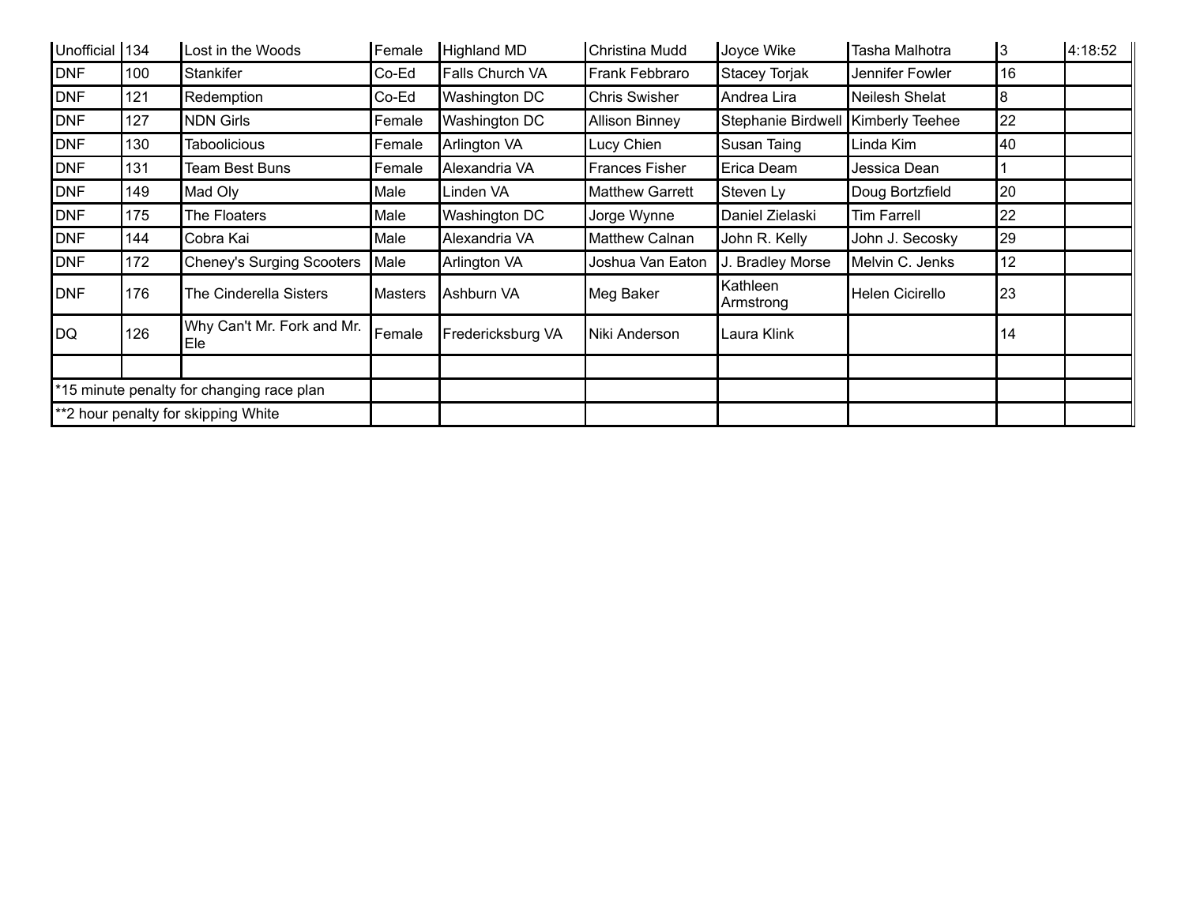| | | | | | | | | | |
|---|---|---|---|---|---|---|---|---|---|
| Unofficial | 134 | Lost in the Woods | Female | Highland MD | Christina Mudd | Joyce Wike | Tasha Malhotra | 3 | 4:18:52 |
| DNF | 100 | Stankifer | Co-Ed | Falls Church VA | Frank Febbraro | Stacey Torjak | Jennifer Fowler | 16 | |
| DNF | 121 | Redemption | Co-Ed | Washington DC | Chris Swisher | Andrea Lira | Neilesh Shelat | 8 | |
| DNF | 127 | NDN Girls | Female | Washington DC | Allison Binney | Stephanie Birdwell | Kimberly Teehee | 22 | |
| DNF | 130 | Taboolicious | Female | Arlington VA | Lucy Chien | Susan Taing | Linda Kim | 40 | |
| DNF | 131 | Team Best Buns | Female | Alexandria VA | Frances Fisher | Erica Deam | Jessica Dean | 1 | |
| DNF | 149 | Mad Oly | Male | Linden VA | Matthew Garrett | Steven Ly | Doug Bortzfield | 20 | |
| DNF | 175 | The Floaters | Male | Washington DC | Jorge Wynne | Daniel Zielaski | Tim Farrell | 22 | |
| DNF | 144 | Cobra Kai | Male | Alexandria VA | Matthew Calnan | John R. Kelly | John J. Secosky | 29 | |
| DNF | 172 | Cheney's Surging Scooters | Male | Arlington VA | Joshua Van Eaton | J. Bradley Morse | Melvin C. Jenks | 12 | |
| DNF | 176 | The Cinderella Sisters | Masters | Ashburn VA | Meg Baker | Kathleen Armstrong | Helen Cicirello | 23 | |
| DQ | 126 | Why Can't Mr. Fork and Mr. Ele | Female | Fredericksburg VA | Niki Anderson | Laura Klink | | 14 | |
| | | | | | | | | | |
| *15 minute penalty for changing race plan | | | | | | | | | |
| **2 hour penalty for skipping White | | | | | | | | | |